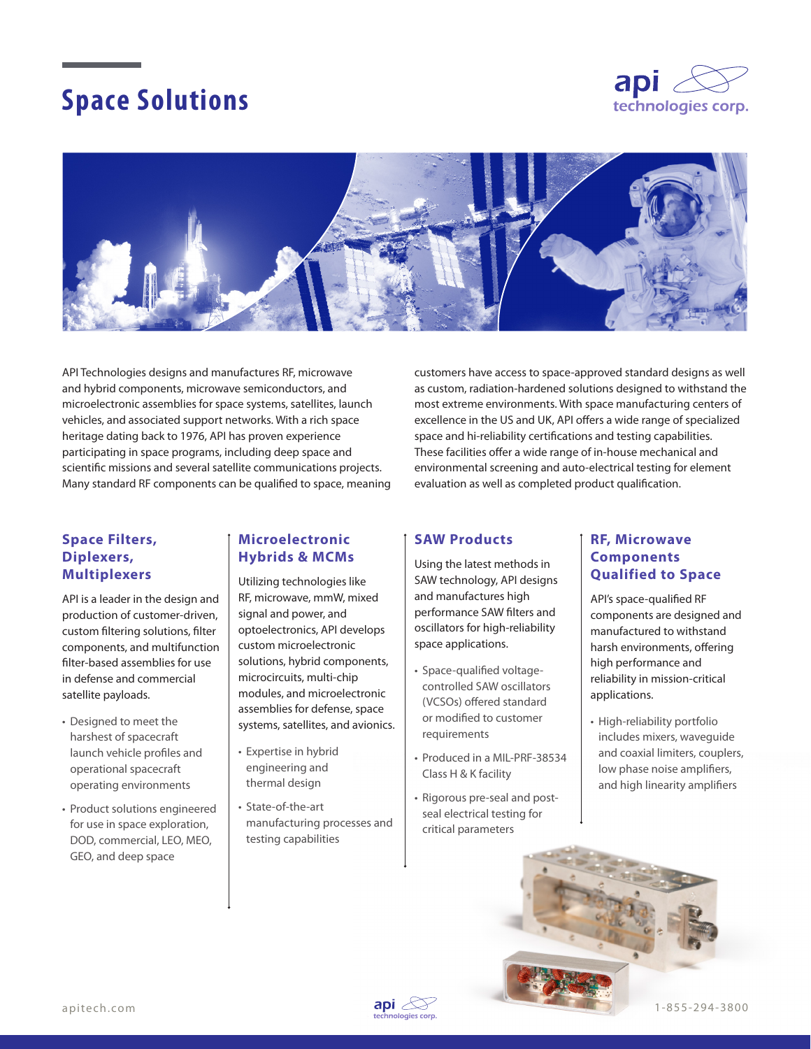# Space Solutions

API Technologies designs and manufactures RF, microwave and hybrid components, microwave semiconductors, and microelectronic assemblies for space systems, satellites, launch vehicles, and associated support networks. With a rich space heritage dating back to 1976, API has proven experience participating in space programs, including deep space and scientific missions and several satellite communications projects. Many standard RF components can be qualified to space, meaning customers have access to space-approved standard designs as well as custom, radiation-hardened solutions designed to withstand the most extreme environments. With space manufacturing centers of excellence in the US and UK, API offers a wide range of specialized space and hi-reliability certifications and testing capabilities. These facilities offer a wide range of in-house mechanical and environmental screening and auto-electrical testing for element evaluation as well as completed product qualification.

## Space Filters, Diplexers, Multiplexers

API is a leader in the design and production of customer-driven, custom filtering solutions, filter components, and multifunction filter-based assemblies for use in defense and commercial satellite payloads.

- Designed to meet the harshest of spacecraft launch vehicle profiles and operational spacecraft operating environments
- Product solutions engineered for use in space exploration, DOD, commercial, LEO, MEO, GEO, and deep space

## Microelectronic Hybrids & MCMs

Utilizing technologies like RF, microwave, mmW, mixed signal and power, and optoelectronics, API develops custom microelectronic solutions, hybrid components, microcircuits, multi-chip modules, and microelectronic assemblies for defense, space systems, satellites, and avionics.

- Expertise in hybrid engineering and thermal design
- State-of-the-art manufacturing processes and testing capabilities

## SAW Products

Using the latest methods in SAW technology, API designs and manufactures high performance SAW filters and oscillators for high-reliability space applications.

- Space-qualified voltage-controlled SAW oscillators (VCSOs) offered standard or modified to customer requirements
- Produced in a MIL-PRF-38534 Class H & K facility
- Rigorous pre-seal and post-seal electrical testing for critical parameters

## RF, Microwave Components Qualified to Space

API's space-qualified RF components are designed and manufactured to withstand harsh environments, offering high performance and reliability in mission-critical applications.

- High-reliability portfolio includes mixers, waveguide and coaxial limiters, couplers, low phase noise amplifiers, and high linearity amplifiers

apitech.com

1-855-294-3800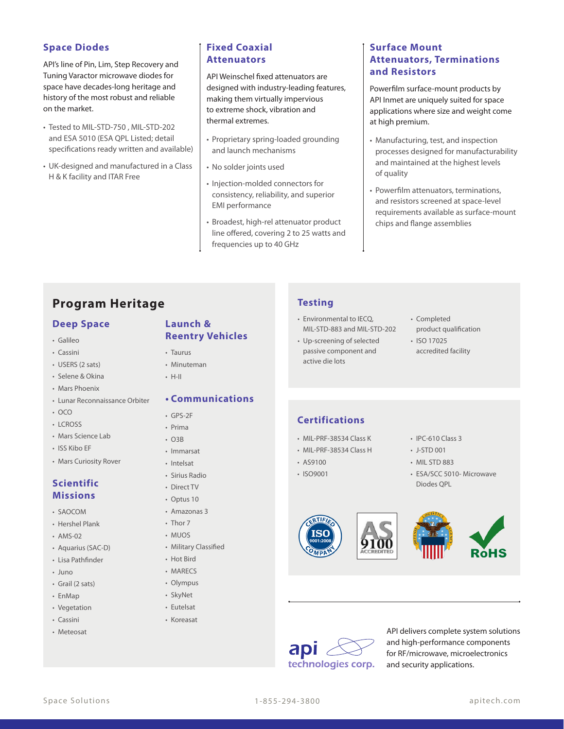## Space Diodes

API's line of Pin, Lim, Step Recovery and Tuning Varactor microwave diodes for space have decades-long heritage and history of the most robust and reliable on the market.

- Tested to MIL-STD-750 , MIL-STD-202 and ESA 5010 (ESA QPL Listed; detail specifications ready written and available)
- UK-designed and manufactured in a Class H & K facility and ITAR Free

## Fixed Coaxial Attenuators

API Weinschel fixed attenuators are designed with industry-leading features, making them virtually impervious to extreme shock, vibration and thermal extremes.

- Proprietary spring-loaded grounding and launch mechanisms
- No solder joints used
- Injection-molded connectors for consistency, reliability, and superior EMI performance
- Broadest, high-rel attenuator product line offered, covering 2 to 25 watts and frequencies up to 40 GHz

## Surface Mount Attenuators, Terminations and Resistors

Powerfilm surface-mount products by API Inmet are uniquely suited for space applications where size and weight come at high premium.

- Manufacturing, test, and inspection processes designed for manufacturability and maintained at the highest levels of quality
- Powerfilm attenuators, terminations, and resistors screened at space-level requirements available as surface-mount chips and flange assemblies

# Program Heritage

### Deep Space

- Galileo
- Cassini
- USERS (2 sats)
- Selene & Okina
- Mars Phoenix
- Lunar Reconnaissance Orbiter
- OCO
- LCROSS
- Mars Science Lab
- ISS Kibo EF
- Mars Curiosity Rover

### Scientific Missions

- SAOCOM
- Hershel Plank
- AMS-02
- Aquarius (SAC-D)
- Lisa Pathfinder
- Juno
- Grail (2 sats)
- EnMap
- Vegetation
- Cassini
- Meteosat

### Launch & Reentry Vehicles

- Taurus
- Minuteman
- H-II

### Communications

- GPS-2F
- Prima
- O3B
- Immarsat
- Intelsat
- Sirius Radio
- Direct TV
- Optus 10
- Amazonas 3
- Thor 7
- MUOS
- Military Classified
- Hot Bird
- MARECS
- Olympus
- SkyNet
- Eutelsat
- Koreasat

## Testing

- Environmental to IECQ, MIL-STD-883 and MIL-STD-202
- Up-screening of selected passive component and active die lots
- Completed product qualification
- ISO 17025 accredited facility

## Certifications

- MIL-PRF-38534 Class K
- MIL-PRF-38534 Class H
- AS9100
- ISO9001
- IPC-610 Class 3
- J-STD 001
- MIL STD 883
- ESA/SCC 5010- Microwave Diodes QPL

CERTIFIED ISO 9001:2008 COMPANY

AS 9100 ACCREDITED

RoHS

api technologies corp.

API delivers complete system solutions and high-performance components for RF/microwave, microelectronics and security applications.

Space Solutions 1-855-294-3800 apitech.com